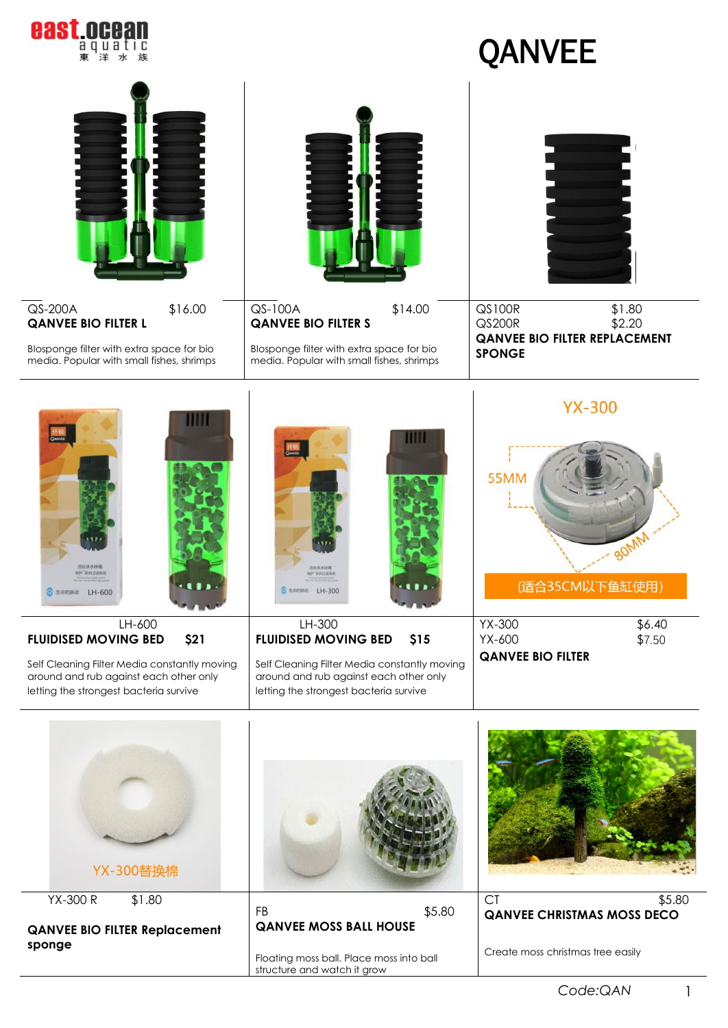east.ocean aquatic 東洋水族

# QANVEE

QS-200A $16.00
**QANVEE BIO FILTER L**

Blosponge filter with extra space for bio media. Popular with small fishes, shrimps

QS-100A $14.00
**QANVEE BIO FILTER S**

Blosponge filter with extra space for bio media. Popular with small fishes, shrimps

QS100R $1.80
QS200R $2.20
**QANVEE BIO FILTER REPLACEMENT SPONGE**

LH-600
**FLUIDISED MOVING BED $21**

Self Cleaning Filter Media constantly moving around and rub against each other only letting the strongest bacteria survive

LH-300
**FLUIDISED MOVING BED $15**

Self Cleaning Filter Media constantly moving around and rub against each other only letting the strongest bacteria survive

YX-300 $6.40
YX-600 $7.50
**QANVEE BIO FILTER**

YX-300 R $1.80

**QANVEE BIO FILTER Replacement sponge**

FB $5.80
**QANVEE MOSS BALL HOUSE**

Floating moss ball. Place moss into ball structure and watch it grow

CT $5.80
**QANVEE CHRISTMAS MOSS DECO**

Create moss christmas tree easily

Code:QAN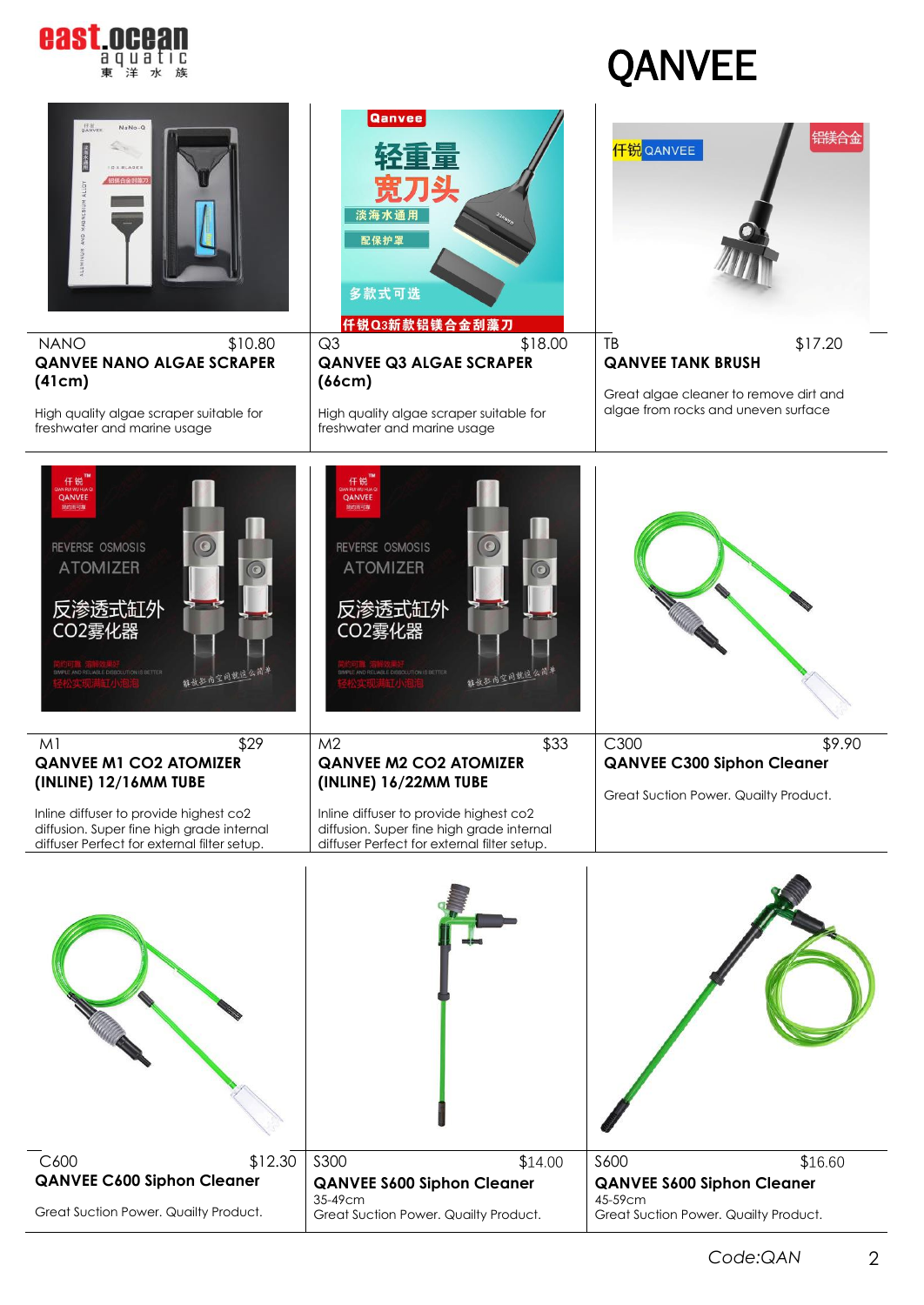# QANVEE

NANO $10.80

**QANVEE NANO ALGAE SCRAPER (41cm)**

High quality algae scraper suitable for freshwater and marine usage

Q3 $18.00

**QANVEE Q3 ALGAE SCRAPER (66cm)**

High quality algae scraper suitable for freshwater and marine usage

TB $17.20

**QANVEE TANK BRUSH**

Great algae cleaner to remove dirt and algae from rocks and uneven surface

M1 $29

**QANVEE M1 CO2 ATOMIZER (INLINE) 12/16MM TUBE**

Inline diffuser to provide highest co2 diffusion. Super fine high grade internal diffuser Perfect for external filter setup.

M2 $33

**QANVEE M2 CO2 ATOMIZER (INLINE) 16/22MM TUBE**

Inline diffuser to provide highest co2 diffusion. Super fine high grade internal diffuser Perfect for external filter setup.

C300 $9.90

**QANVEE C300 Siphon Cleaner**

Great Suction Power. Quailty Product.

C600 $12.30

**QANVEE C600 Siphon Cleaner**

Great Suction Power. Quailty Product.

S300 $14.00

**QANVEE S600 Siphon Cleaner**

35-49cm

Great Suction Power. Quailty Product.

S600 $16.60

**QANVEE S600 Siphon Cleaner**

45-59cm

Great Suction Power. Quailty Product.

Code:QAN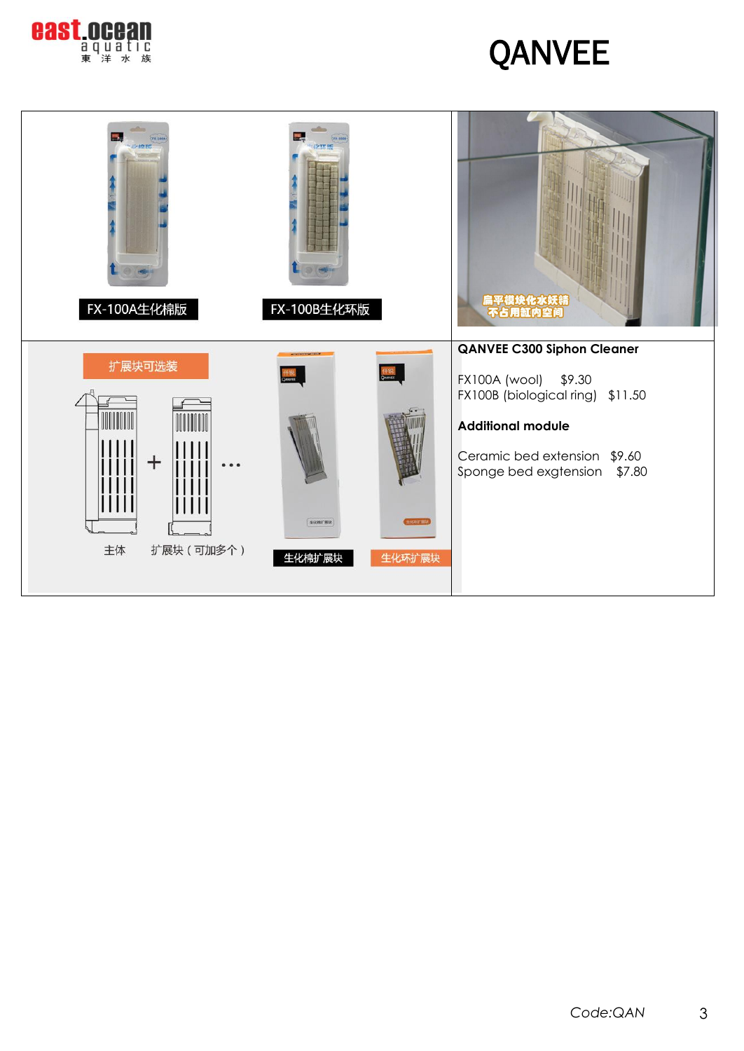# QANVEE

FX-100A生化棉版

FX-100B生化环版

扁平模块化水妖精
不占用缸内空间

扩展块可选装

主体

扩展块（可加多个）

生化棉扩展块

生化环扩展块

**QANVEE C300 Siphon Cleaner**

FX100A (wool) $9.30
FX100B (biological ring) $11.50

**Additional module**

Ceramic bed extension $9.60
Sponge bed exgtension $7.80

*Code:QAN*